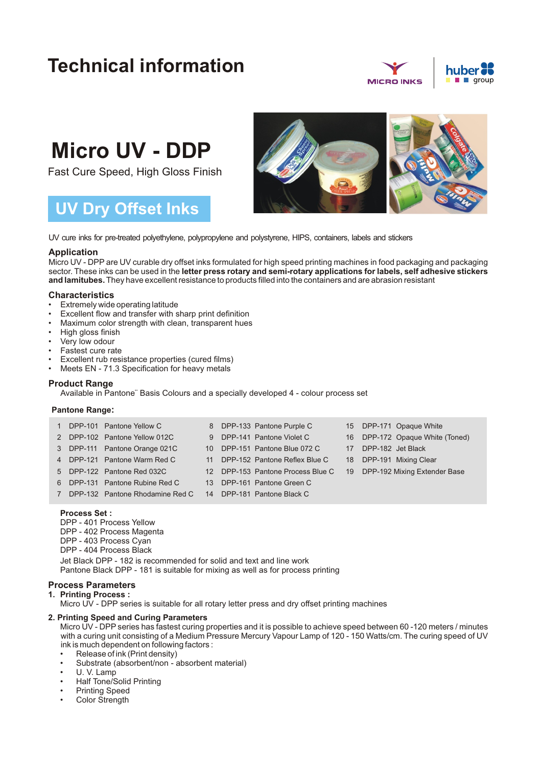# Technical information

MICRO INKS | huber group

# Micro UV - DDP

Fast Cure Speed, High Gloss Finish

## UV Dry Offset Inks

UV cure inks for pre-treated polyethylene, polypropylene and polystyrene, HIPS, containers, labels and stickers

### Application

Micro UV - DPP are UV curable dry offset inks formulated for high speed printing machines in food packaging and packaging sector. These inks can be used in the **letter press rotary and semi-rotary applications for labels, self adhesive stickers and lamitubes.** They have excellent resistance to products filled into the containers and are abrasion resistant

### Characteristics

- Extremely wide operating latitude
- Excellent flow and transfer with sharp print definition
- Maximum color strength with clean, transparent hues
- High gloss finish
- Very low odour
- Fastest cure rate
- Excellent rub resistance properties (cured films)
- Meets EN - 71.3 Specification for heavy metals

### Product Range

Available in Pantone¨ Basis Colours and a specially developed 4 - colour process set

**Pantone Range:**

| | | | | | | | | |
|---|---|---|---|---|---|---|---|---|
| 1 | DPP-101 | Pantone Yellow C | 8 | DPP-133 | Pantone Purple C | 15 | DPP-171 | Opaque White |
| 2 | DPP-102 | Pantone Yellow 012C | 9 | DPP-141 | Pantone Violet C | 16 | DPP-172 | Opaque White (Toned) |
| 3 | DPP-111 | Pantone Orange 021C | 10 | DPP-151 | Pantone Blue 072 C | 17 | DPP-182 | Jet Black |
| 4 | DPP-121 | Pantone Warm Red C | 11 | DPP-152 | Pantone Reflex Blue C | 18 | DPP-191 | Mixing Clear |
| 5 | DPP-122 | Pantone Red 032C | 12 | DPP-153 | Pantone Process Blue C | 19 | DPP-192 | Mixing Extender Base |
| 6 | DPP-131 | Pantone Rubine Red C | 13 | DPP-161 | Pantone Green C | | | |
| 7 | DPP-132 | Pantone Rhodamine Red C | 14 | DPP-181 | Pantone Black C | | | |

**Process Set :**
DPP - 401 Process Yellow
DPP - 402 Process Magenta
DPP - 403 Process Cyan
DPP - 404 Process Black

Jet Black DPP - 182 is recommended for solid and text and line work
Pantone Black DPP - 181 is suitable for mixing as well as for process printing

### Process Parameters

**1. Printing Process :**
Micro UV - DPP series is suitable for all rotary letter press and dry offset printing machines

**2. Printing Speed and Curing Parameters**
Micro UV - DPP series has fastest curing properties and it is possible to achieve speed between 60 -120 meters / minutes with a curing unit consisting of a Medium Pressure Mercury Vapour Lamp of 120 - 150 Watts/cm. The curing speed of UV ink is much dependent on following factors :

- Release of ink (Print density)
- Substrate (absorbent/non - absorbent material)
- U. V. Lamp
- Half Tone/Solid Printing
- Printing Speed
- Color Strength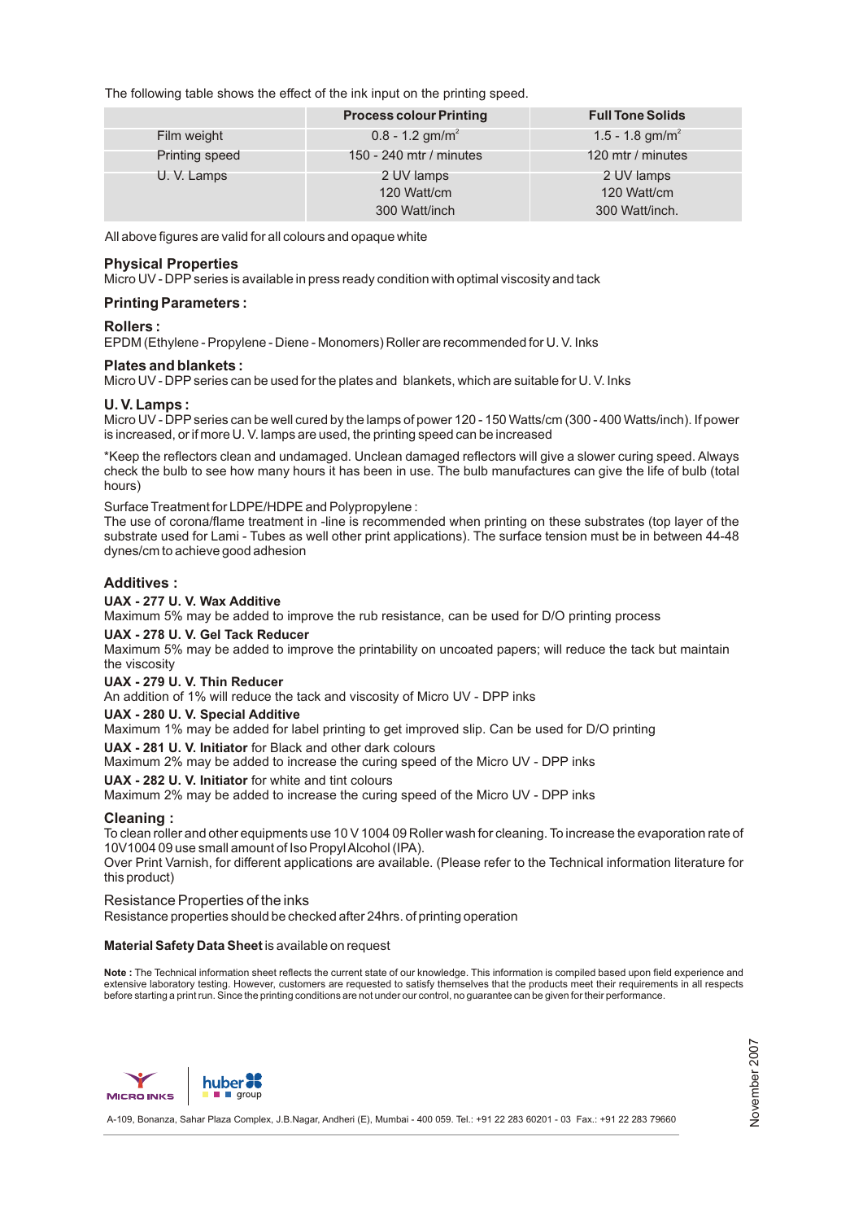The following table shows the effect of the ink input on the printing speed.

| | Process colour Printing | Full Tone Solids |
|---|---|---|
| Film weight | 0.8 - 1.2 gm/m$^2$ | 1.5 - 1.8 gm/m$^2$ |
| Printing speed | 150 - 240 mtr / minutes | 120 mtr / minutes |
| U. V. Lamps | 2 UV lamps<br>120 Watt/cm<br>300 Watt/inch | 2 UV lamps<br>120 Watt/cm<br>300 Watt/inch. |

All above figures are valid for all colours and opaque white

## Physical Properties

Micro UV - DPP series is available in press ready condition with optimal viscosity and tack

## Printing Parameters :

### Rollers :

EPDM (Ethylene - Propylene - Diene - Monomers) Roller are recommended for U. V. Inks

### Plates and blankets :

Micro UV - DPP series can be used for the plates and blankets, which are suitable for U. V. Inks

### U. V. Lamps :

Micro UV - DPP series can be well cured by the lamps of power 120 - 150 Watts/cm (300 - 400 Watts/inch). If power is increased, or if more U. V. lamps are used, the printing speed can be increased

*Keep the reflectors clean and undamaged. Unclean damaged reflectors will give a slower curing speed. Always check the bulb to see how many hours it has been in use. The bulb manufactures can give the life of bulb (total hours)

Surface Treatment for LDPE/HDPE and Polypropylene :
The use of corona/flame treatment in -line is recommended when printing on these substrates (top layer of the substrate used for Lami - Tubes as well other print applications). The surface tension must be in between 44-48 dynes/cm to achieve good adhesion

## Additives :

**UAX - 277 U. V. Wax Additive**
Maximum 5% may be added to improve the rub resistance, can be used for D/O printing process

**UAX - 278 U. V. Gel Tack Reducer**
Maximum 5% may be added to improve the printability on uncoated papers; will reduce the tack but maintain the viscosity

**UAX - 279 U. V. Thin Reducer**
An addition of 1% will reduce the tack and viscosity of Micro UV - DPP inks

**UAX - 280 U. V. Special Additive**
Maximum 1% may be added for label printing to get improved slip. Can be used for D/O printing

**UAX - 281 U. V. Initiator** for Black and other dark colours
Maximum 2% may be added to increase the curing speed of the Micro UV - DPP inks

**UAX - 282 U. V. Initiator** for white and tint colours
Maximum 2% may be added to increase the curing speed of the Micro UV - DPP inks

## Cleaning :

To clean roller and other equipments use 10 V 1004 09 Roller wash for cleaning. To increase the evaporation rate of 10V1004 09 use small amount of Iso Propyl Alcohol (IPA).
Over Print Varnish, for different applications are available. (Please refer to the Technical information literature for this product)

Resistance Properties of the inks
Resistance properties should be checked after 24hrs. of printing operation

**Material Safety Data Sheet** is available on request

**Note :** The Technical information sheet reflects the current state of our knowledge. This information is compiled based upon field experience and extensive laboratory testing. However, customers are requested to satisfy themselves that the products meet their requirements in all respects before starting a print run. Since the printing conditions are not under our control, no guarantee can be given for their performance.

MICRO INKS | huber group

A-109, Bonanza, Sahar Plaza Complex, J.B.Nagar, Andheri (E), Mumbai - 400 059. Tel.: +91 22 283 60201 - 03 Fax.: +91 22 283 79660

November 2007